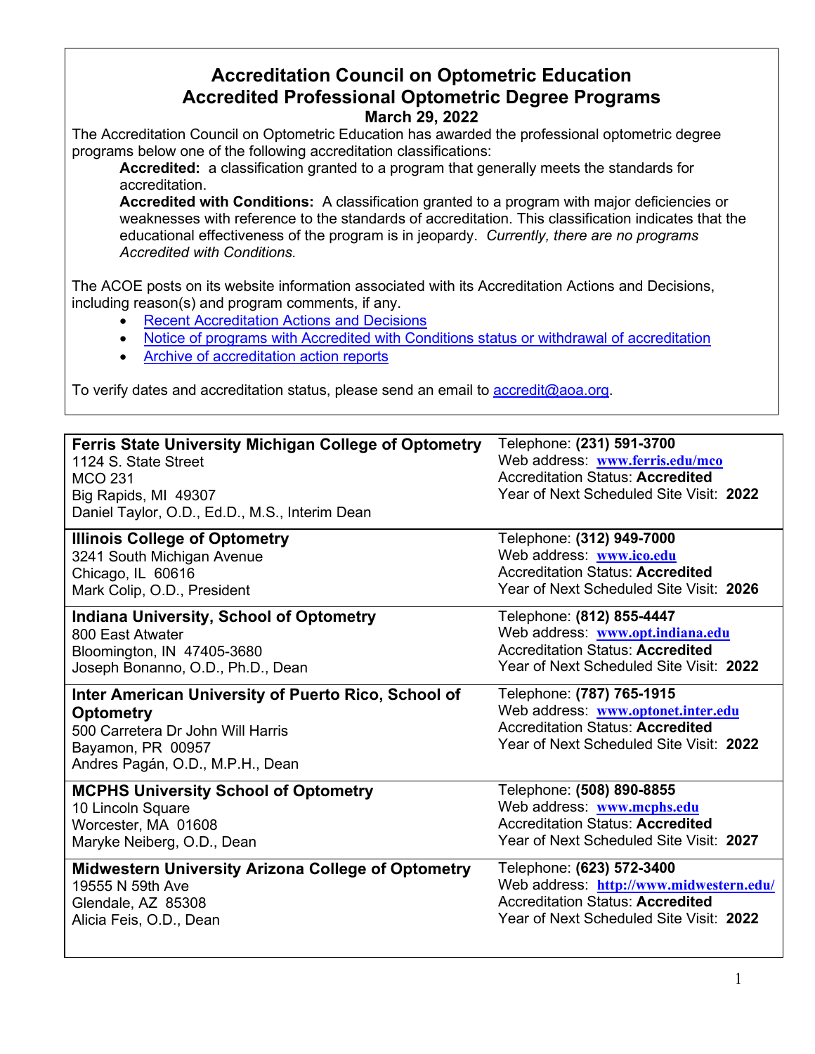# Accreditation Council on Optometric Education
# Accredited Professional Optometric Degree Programs
## March 29, 2022

The Accreditation Council on Optometric Education has awarded the professional optometric degree programs below one of the following accreditation classifications:

**Accredited:** a classification granted to a program that generally meets the standards for accreditation.

**Accredited with Conditions:** A classification granted to a program with major deficiencies or weaknesses with reference to the standards of accreditation. This classification indicates that the educational effectiveness of the program is in jeopardy. *Currently, there are no programs Accredited with Conditions.*

The ACOE posts on its website information associated with its Accreditation Actions and Decisions, including reason(s) and program comments, if any.

- Recent Accreditation Actions and Decisions
- Notice of programs with Accredited with Conditions status or withdrawal of accreditation
- Archive of accreditation action reports

To verify dates and accreditation status, please send an email to accredit@aoa.org.

| Program | Details |
|---|---|
| **Ferris State University Michigan College of Optometry**<br>1124 S. State Street<br>MCO 231<br>Big Rapids, MI 49307<br>Daniel Taylor, O.D., Ed.D., M.S., Interim Dean | Telephone: **(231) 591-3700**<br>Web address: **www.ferris.edu/mco**<br>Accreditation Status: **Accredited**<br>Year of Next Scheduled Site Visit: **2022** |
| **Illinois College of Optometry**<br>3241 South Michigan Avenue<br>Chicago, IL 60616<br>Mark Colip, O.D., President | Telephone: **(312) 949-7000**<br>Web address: **www.ico.edu**<br>Accreditation Status: **Accredited**<br>Year of Next Scheduled Site Visit: **2026** |
| **Indiana University, School of Optometry**<br>800 East Atwater<br>Bloomington, IN 47405-3680<br>Joseph Bonanno, O.D., Ph.D., Dean | Telephone: **(812) 855-4447**<br>Web address: **www.opt.indiana.edu**<br>Accreditation Status: **Accredited**<br>Year of Next Scheduled Site Visit: **2022** |
| **Inter American University of Puerto Rico, School of Optometry**<br>500 Carretera Dr John Will Harris<br>Bayamon, PR 00957<br>Andres Pagán, O.D., M.P.H., Dean | Telephone: **(787) 765-1915**<br>Web address: **www.optonet.inter.edu**<br>Accreditation Status: **Accredited**<br>Year of Next Scheduled Site Visit: **2022** |
| **MCPHS University School of Optometry**<br>10 Lincoln Square<br>Worcester, MA 01608<br>Maryke Neiberg, O.D., Dean | Telephone: **(508) 890-8855**<br>Web address: **www.mcphs.edu**<br>Accreditation Status: **Accredited**<br>Year of Next Scheduled Site Visit: **2027** |
| **Midwestern University Arizona College of Optometry**<br>19555 N 59th Ave<br>Glendale, AZ 85308<br>Alicia Feis, O.D., Dean | Telephone: **(623) 572-3400**<br>Web address: **http://www.midwestern.edu/**<br>Accreditation Status: **Accredited**<br>Year of Next Scheduled Site Visit: **2022** |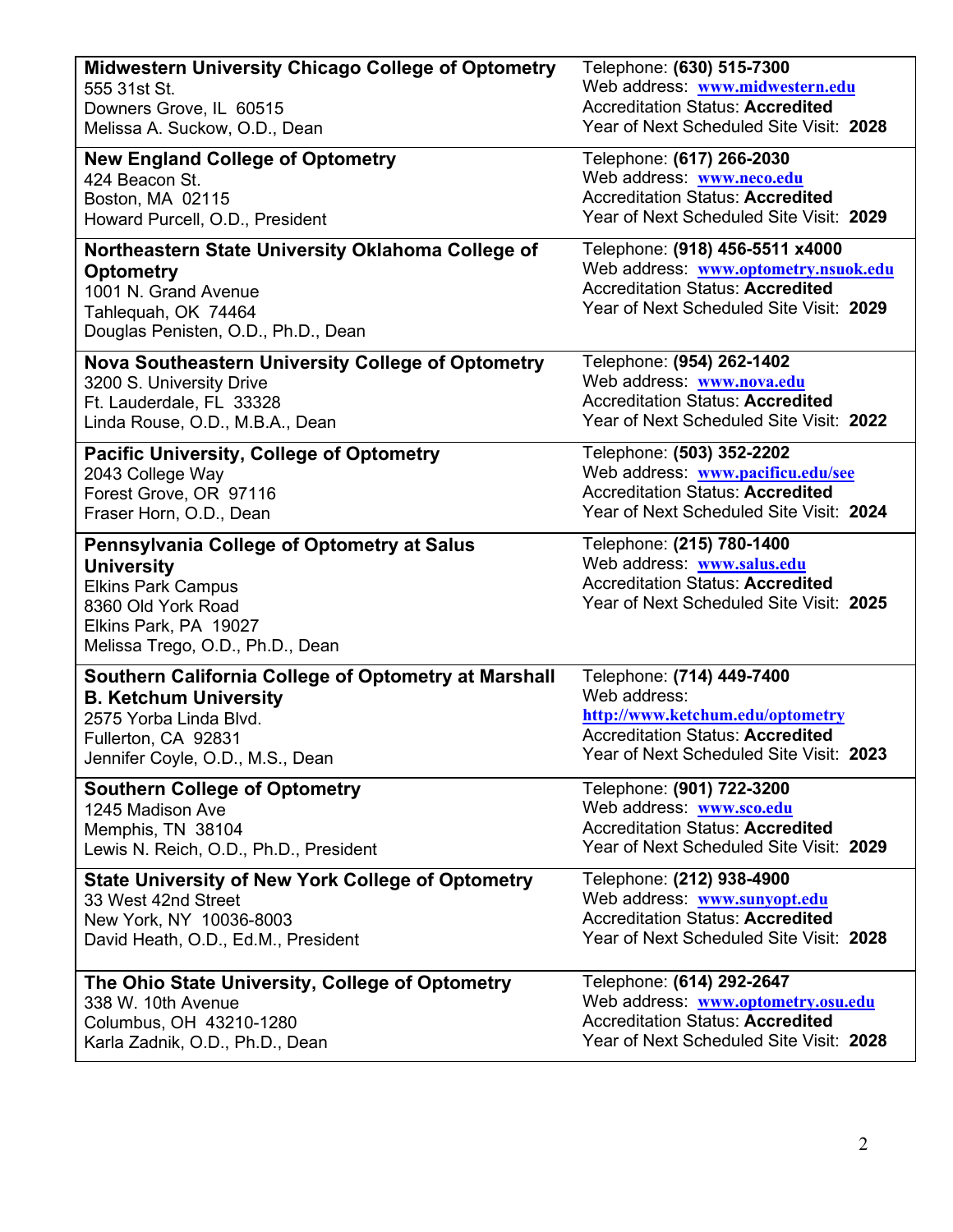| | |
|---|---|
| **Midwestern University Chicago College of Optometry**<br>555 31st St.<br>Downers Grove, IL 60515<br>Melissa A. Suckow, O.D., Dean | Telephone: **(630) 515-7300**<br>Web address: **www.midwestern.edu**<br>Accreditation Status: **Accredited**<br>Year of Next Scheduled Site Visit: **2028** |
| **New England College of Optometry**<br>424 Beacon St.<br>Boston, MA 02115<br>Howard Purcell, O.D., President | Telephone: **(617) 266-2030**<br>Web address: **www.neco.edu**<br>Accreditation Status: **Accredited**<br>Year of Next Scheduled Site Visit: **2029** |
| **Northeastern State University Oklahoma College of Optometry**<br>1001 N. Grand Avenue<br>Tahlequah, OK 74464<br>Douglas Penisten, O.D., Ph.D., Dean | Telephone: **(918) 456-5511 x4000**<br>Web address: **www.optometry.nsuok.edu**<br>Accreditation Status: **Accredited**<br>Year of Next Scheduled Site Visit: **2029** |
| **Nova Southeastern University College of Optometry**<br>3200 S. University Drive<br>Ft. Lauderdale, FL 33328<br>Linda Rouse, O.D., M.B.A., Dean | Telephone: **(954) 262-1402**<br>Web address: **www.nova.edu**<br>Accreditation Status: **Accredited**<br>Year of Next Scheduled Site Visit: **2022** |
| **Pacific University, College of Optometry**<br>2043 College Way<br>Forest Grove, OR 97116<br>Fraser Horn, O.D., Dean | Telephone: **(503) 352-2202**<br>Web address: **www.pacificu.edu/see**<br>Accreditation Status: **Accredited**<br>Year of Next Scheduled Site Visit: **2024** |
| **Pennsylvania College of Optometry at Salus University**<br>Elkins Park Campus<br>8360 Old York Road<br>Elkins Park, PA 19027<br>Melissa Trego, O.D., Ph.D., Dean | Telephone: **(215) 780-1400**<br>Web address: **www.salus.edu**<br>Accreditation Status: **Accredited**<br>Year of Next Scheduled Site Visit: **2025** |
| **Southern California College of Optometry at Marshall B. Ketchum University**<br>2575 Yorba Linda Blvd.<br>Fullerton, CA 92831<br>Jennifer Coyle, O.D., M.S., Dean | Telephone: **(714) 449-7400**<br>Web address: **http://www.ketchum.edu/optometry**<br>Accreditation Status: **Accredited**<br>Year of Next Scheduled Site Visit: **2023** |
| **Southern College of Optometry**<br>1245 Madison Ave<br>Memphis, TN 38104<br>Lewis N. Reich, O.D., Ph.D., President | Telephone: **(901) 722-3200**<br>Web address: **www.sco.edu**<br>Accreditation Status: **Accredited**<br>Year of Next Scheduled Site Visit: **2029** |
| **State University of New York College of Optometry**<br>33 West 42nd Street<br>New York, NY 10036-8003<br>David Heath, O.D., Ed.M., President | Telephone: **(212) 938-4900**<br>Web address: **www.sunyopt.edu**<br>Accreditation Status: **Accredited**<br>Year of Next Scheduled Site Visit: **2028** |
| **The Ohio State University, College of Optometry**<br>338 W. 10th Avenue<br>Columbus, OH 43210-1280<br>Karla Zadnik, O.D., Ph.D., Dean | Telephone: **(614) 292-2647**<br>Web address: **www.optometry.osu.edu**<br>Accreditation Status: **Accredited**<br>Year of Next Scheduled Site Visit: **2028** |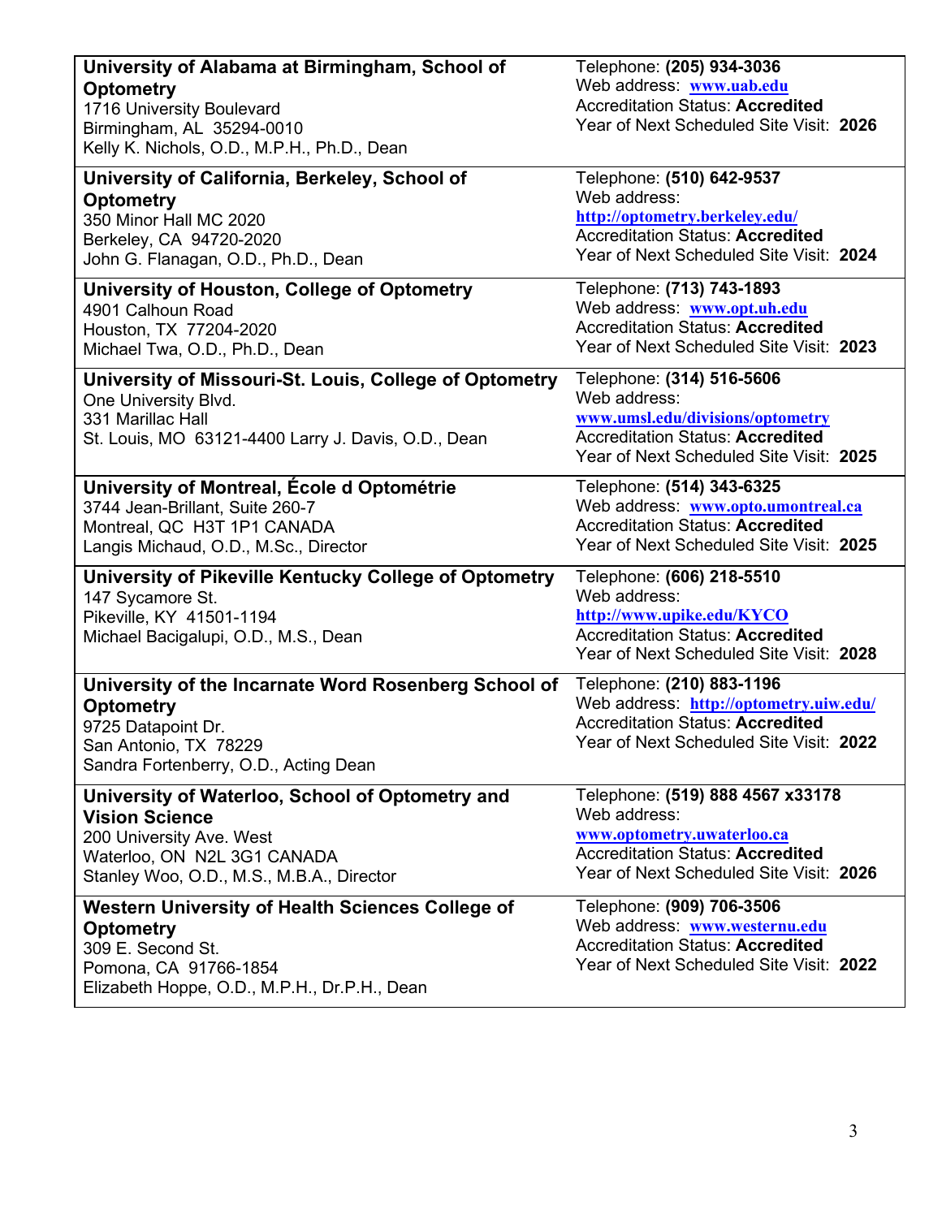| | |
|---|---|
| **University of Alabama at Birmingham, School of Optometry**<br>1716 University Boulevard<br>Birmingham, AL 35294-0010<br>Kelly K. Nichols, O.D., M.P.H., Ph.D., Dean | Telephone: **(205) 934-3036**<br>Web address: **www.uab.edu**<br>Accreditation Status: **Accredited**<br>Year of Next Scheduled Site Visit: **2026** |
| **University of California, Berkeley, School of Optometry**<br>350 Minor Hall MC 2020<br>Berkeley, CA 94720-2020<br>John G. Flanagan, O.D., Ph.D., Dean | Telephone: **(510) 642-9537**<br>Web address:<br>**http://optometry.berkeley.edu/**<br>Accreditation Status: **Accredited**<br>Year of Next Scheduled Site Visit: **2024** |
| **University of Houston, College of Optometry**<br>4901 Calhoun Road<br>Houston, TX 77204-2020<br>Michael Twa, O.D., Ph.D., Dean | Telephone: **(713) 743-1893**<br>Web address: **www.opt.uh.edu**<br>Accreditation Status: **Accredited**<br>Year of Next Scheduled Site Visit: **2023** |
| **University of Missouri-St. Louis, College of Optometry**<br>One University Blvd.<br>331 Marillac Hall<br>St. Louis, MO 63121-4400 Larry J. Davis, O.D., Dean | Telephone: **(314) 516-5606**<br>Web address:<br>**www.umsl.edu/divisions/optometry**<br>Accreditation Status: **Accredited**<br>Year of Next Scheduled Site Visit: **2025** |
| **University of Montreal, École d Optométrie**<br>3744 Jean-Brillant, Suite 260-7<br>Montreal, QC H3T 1P1 CANADA<br>Langis Michaud, O.D., M.Sc., Director | Telephone: **(514) 343-6325**<br>Web address: **www.opto.umontreal.ca**<br>Accreditation Status: **Accredited**<br>Year of Next Scheduled Site Visit: **2025** |
| **University of Pikeville Kentucky College of Optometry**<br>147 Sycamore St.<br>Pikeville, KY 41501-1194<br>Michael Bacigalupi, O.D., M.S., Dean | Telephone: **(606) 218-5510**<br>Web address:<br>**http://www.upike.edu/KYCO**<br>Accreditation Status: **Accredited**<br>Year of Next Scheduled Site Visit: **2028** |
| **University of the Incarnate Word Rosenberg School of Optometry**<br>9725 Datapoint Dr.<br>San Antonio, TX 78229<br>Sandra Fortenberry, O.D., Acting Dean | Telephone: **(210) 883-1196**<br>Web address: **http://optometry.uiw.edu/**<br>Accreditation Status: **Accredited**<br>Year of Next Scheduled Site Visit: **2022** |
| **University of Waterloo, School of Optometry and Vision Science**<br>200 University Ave. West<br>Waterloo, ON N2L 3G1 CANADA<br>Stanley Woo, O.D., M.S., M.B.A., Director | Telephone: **(519) 888 4567 x33178**<br>Web address:<br>**www.optometry.uwaterloo.ca**<br>Accreditation Status: **Accredited**<br>Year of Next Scheduled Site Visit: **2026** |
| **Western University of Health Sciences College of Optometry**<br>309 E. Second St.<br>Pomona, CA 91766-1854<br>Elizabeth Hoppe, O.D., M.P.H., Dr.P.H., Dean | Telephone: **(909) 706-3506**<br>Web address: **www.westernu.edu**<br>Accreditation Status: **Accredited**<br>Year of Next Scheduled Site Visit: **2022** |